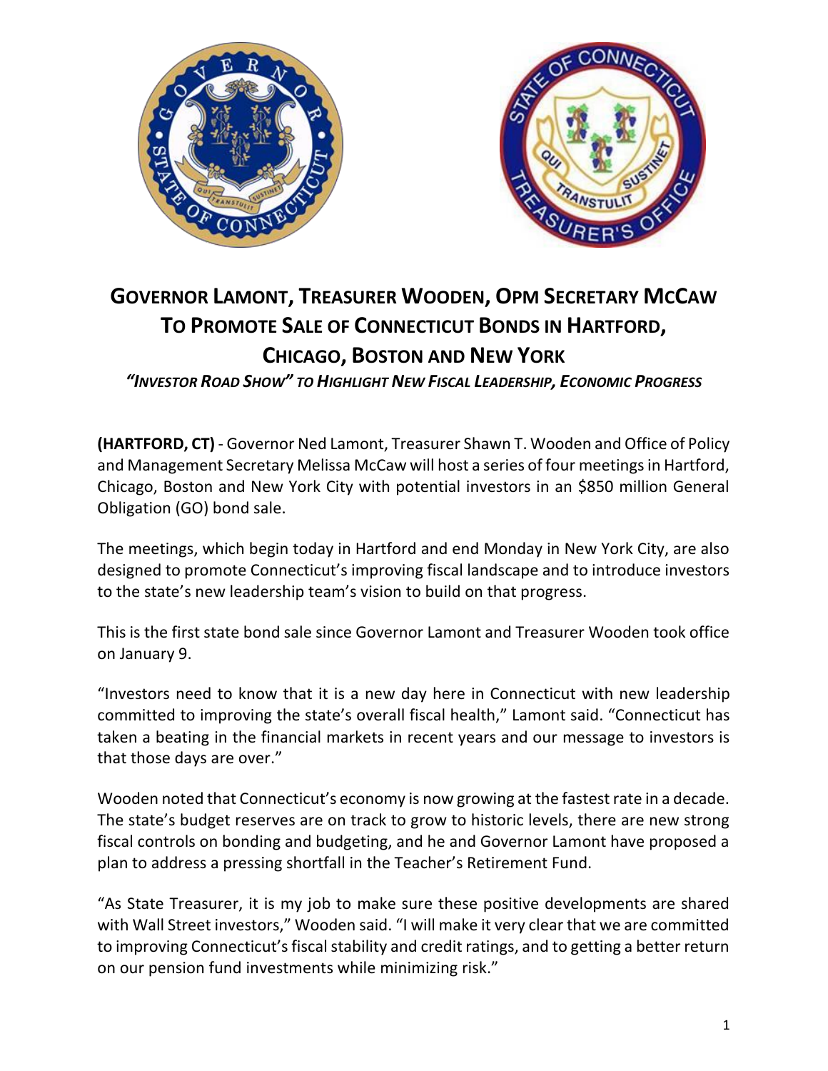# Governor Lamont, Treasurer Wooden, OPM Secretary McCaw To Promote Sale of Connecticut Bonds in Hartford, Chicago, Boston and New York

*"Investor Road Show" to Highlight New Fiscal Leadership, Economic Progress*

**(HARTFORD, CT)** - Governor Ned Lamont, Treasurer Shawn T. Wooden and Office of Policy and Management Secretary Melissa McCaw will host a series of four meetings in Hartford, Chicago, Boston and New York City with potential investors in an $850 million General Obligation (GO) bond sale.

The meetings, which begin today in Hartford and end Monday in New York City, are also designed to promote Connecticut's improving fiscal landscape and to introduce investors to the state's new leadership team's vision to build on that progress.

This is the first state bond sale since Governor Lamont and Treasurer Wooden took office on January 9.

"Investors need to know that it is a new day here in Connecticut with new leadership committed to improving the state's overall fiscal health," Lamont said. "Connecticut has taken a beating in the financial markets in recent years and our message to investors is that those days are over."

Wooden noted that Connecticut's economy is now growing at the fastest rate in a decade. The state's budget reserves are on track to grow to historic levels, there are new strong fiscal controls on bonding and budgeting, and he and Governor Lamont have proposed a plan to address a pressing shortfall in the Teacher's Retirement Fund.

"As State Treasurer, it is my job to make sure these positive developments are shared with Wall Street investors," Wooden said. "I will make it very clear that we are committed to improving Connecticut's fiscal stability and credit ratings, and to getting a better return on our pension fund investments while minimizing risk."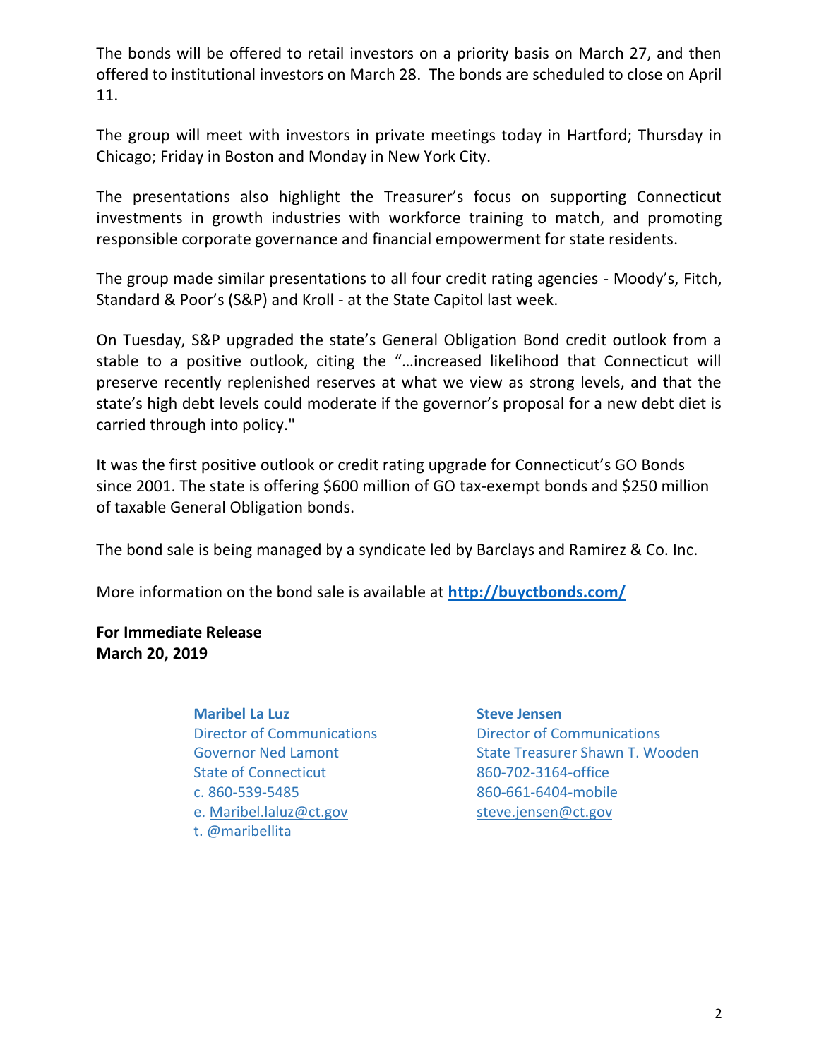The bonds will be offered to retail investors on a priority basis on March 27, and then offered to institutional investors on March 28. The bonds are scheduled to close on April 11.

The group will meet with investors in private meetings today in Hartford; Thursday in Chicago; Friday in Boston and Monday in New York City.

The presentations also highlight the Treasurer's focus on supporting Connecticut investments in growth industries with workforce training to match, and promoting responsible corporate governance and financial empowerment for state residents.

The group made similar presentations to all four credit rating agencies - Moody's, Fitch, Standard & Poor's (S&P) and Kroll - at the State Capitol last week.

On Tuesday, S&P upgraded the state's General Obligation Bond credit outlook from a stable to a positive outlook, citing the "…increased likelihood that Connecticut will preserve recently replenished reserves at what we view as strong levels, and that the state's high debt levels could moderate if the governor's proposal for a new debt diet is carried through into policy."

It was the first positive outlook or credit rating upgrade for Connecticut's GO Bonds since 2001. The state is offering $600 million of GO tax-exempt bonds and $250 million of taxable General Obligation bonds.

The bond sale is being managed by a syndicate led by Barclays and Ramirez & Co. Inc.

More information on the bond sale is available at **http://buyctbonds.com/**

**For Immediate Release**
**March 20, 2019**

**Maribel La Luz**
Director of Communications
Governor Ned Lamont
State of Connecticut
c. 860-539-5485
e. Maribel.laluz@ct.gov
t. @maribellita

**Steve Jensen**
Director of Communications
State Treasurer Shawn T. Wooden
860-702-3164-office
860-661-6404-mobile
steve.jensen@ct.gov